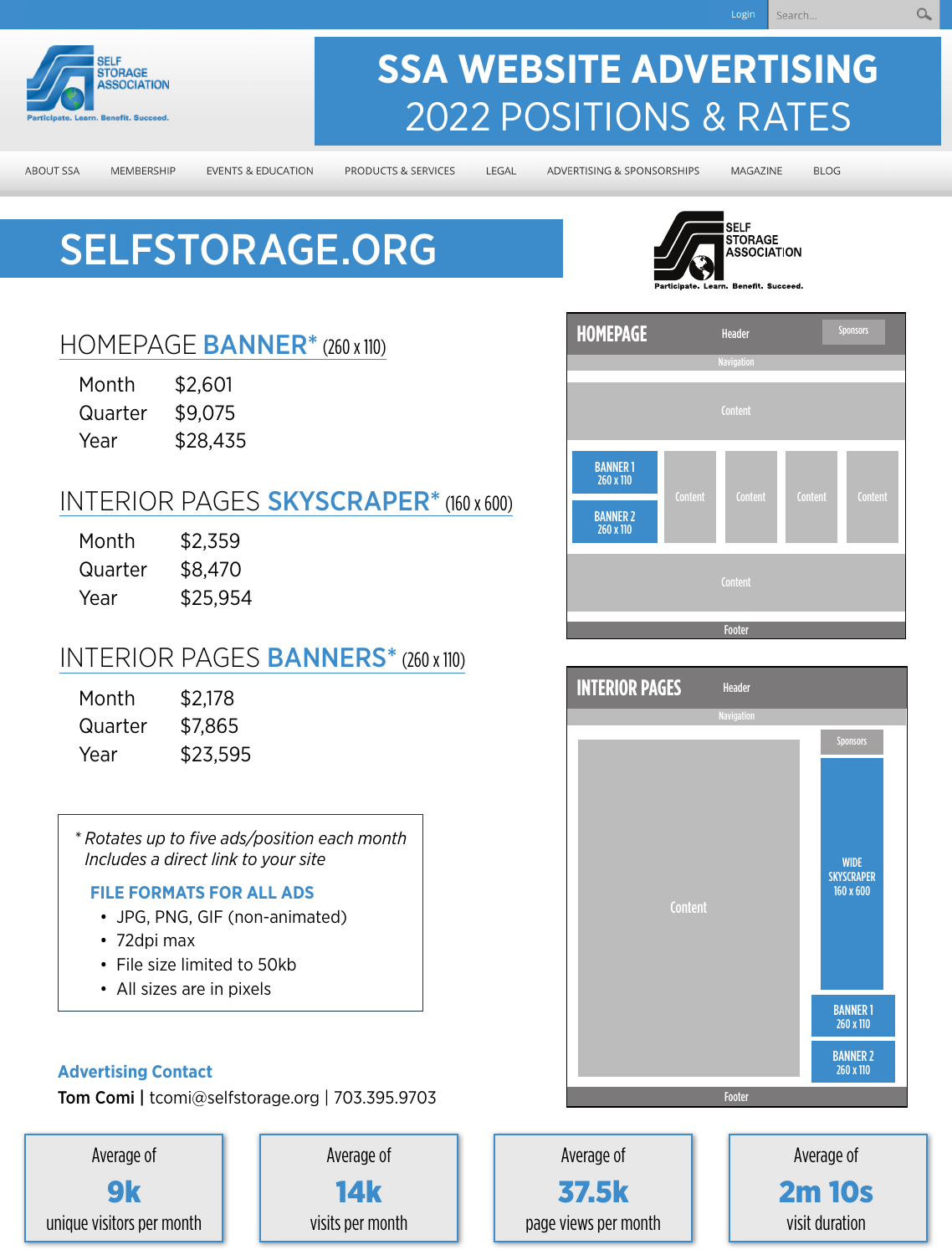Login | Search...

SELF STORAGE ASSOCIATION
Participate. Learn. Benefit. Succeed.

# SSA WEBSITE ADVERTISING
# 2022 POSITIONS & RATES

ABOUT SSA | MEMBERSHIP | EVENTS & EDUCATION | PRODUCTS & SERVICES | LEGAL | ADVERTISING & SPONSORSHIPS | MAGAZINE | BLOG

## SELFSTORAGE.ORG

### HOMEPAGE BANNER* (260 x 110)

| | |
|---|---|
| Month | $2,601 |
| Quarter | $9,075 |
| Year | $28,435 |

### INTERIOR PAGES SKYSCRAPER* (160 x 600)

| | |
|---|---|
| Month | $2,359 |
| Quarter | $8,470 |
| Year | $25,954 |

### INTERIOR PAGES BANNERS* (260 x 110)

| | |
|---|---|
| Month | $2,178 |
| Quarter | $7,865 |
| Year | $23,595 |

*\* Rotates up to five ads/position each month*
*Includes a direct link to your site*

**FILE FORMATS FOR ALL ADS**

- JPG, PNG, GIF (non-animated)
- 72dpi max
- File size limited to 50kb
- All sizes are in pixels

**Advertising Contact**
**Tom Comi** | tcomi@selfstorage.org | 703.395.9703

**HOMEPAGE** — Header, Sponsors, Navigation, Content, BANNER 1 260 x 110, BANNER 2 260 x 110, Content, Content, Content, Content, Content, Footer

**INTERIOR PAGES** — Header, Navigation, Content, Sponsors, WIDE SKYSCRAPER 160 x 600, BANNER 1 260 x 110, BANNER 2 260 x 110, Footer

| Average of **9k** unique visitors per month | Average of **14k** visits per month | Average of **37.5k** page views per month | Average of **2m 10s** visit duration |
|---|---|---|---|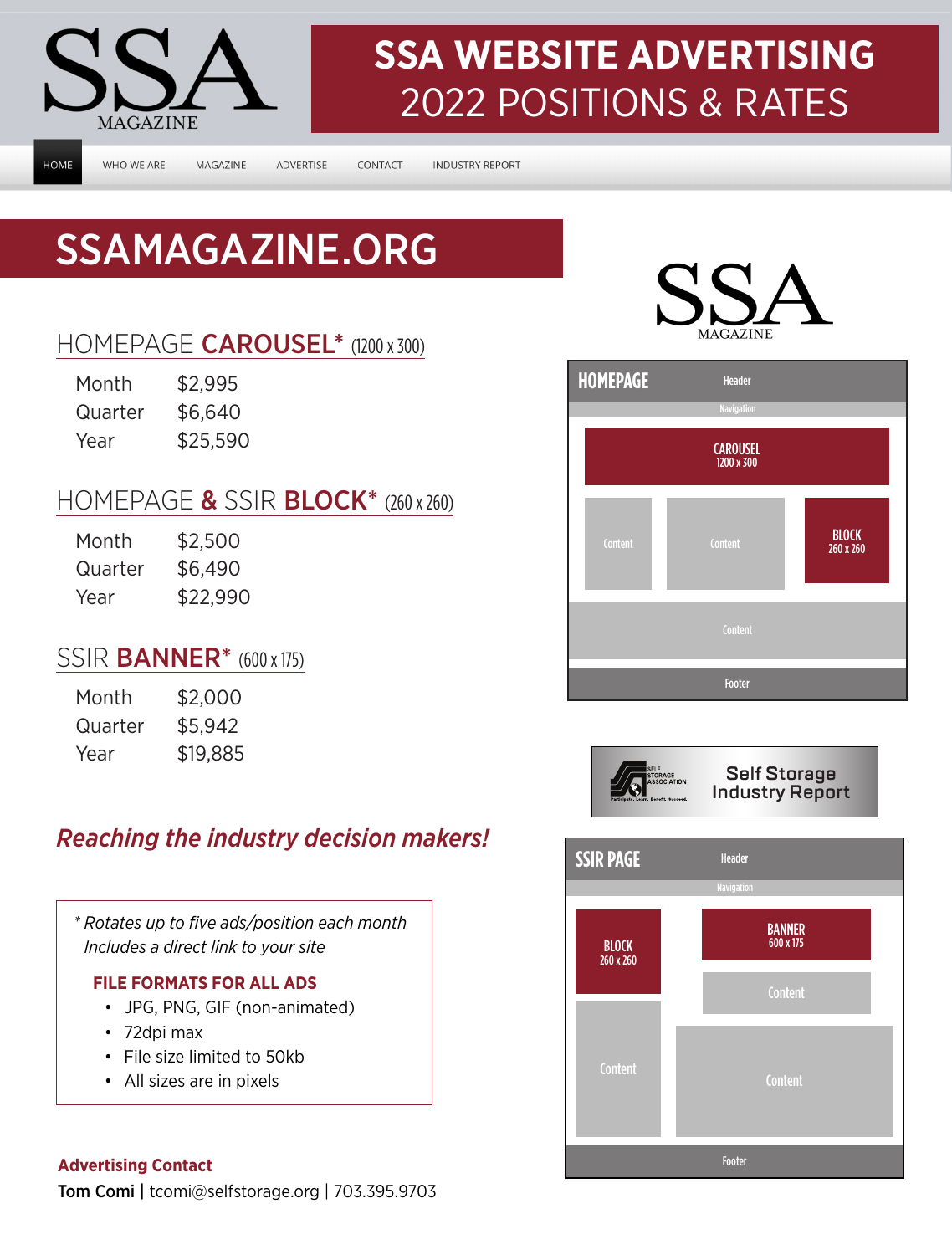# SSA WEBSITE ADVERTISING
# 2022 POSITIONS & RATES

SSA MAGAZINE

HOME | WHO WE ARE | MAGAZINE | ADVERTISE | CONTACT | INDUSTRY REPORT

## SSAMAGAZINE.ORG

### HOMEPAGE CAROUSEL* (1200 x 300)

| | |
|---|---|
| Month | $2,995 |
| Quarter | $6,640 |
| Year | $25,590 |

### HOMEPAGE & SSIR BLOCK* (260 x 260)

| | |
|---|---|
| Month | $2,500 |
| Quarter | $6,490 |
| Year | $22,990 |

### SSIR BANNER* (600 x 175)

| | |
|---|---|
| Month | $2,000 |
| Quarter | $5,942 |
| Year | $19,885 |

***Reaching the industry decision makers!***

*\* Rotates up to five ads/position each month*
*Includes a direct link to your site*

**FILE FORMATS FOR ALL ADS**

- JPG, PNG, GIF (non-animated)
- 72dpi max
- File size limited to 50kb
- All sizes are in pixels

**Advertising Contact**
Tom Comi | tcomi@selfstorage.org | 703.395.9703

SSA MAGAZINE

HOMEPAGE
Header
Navigation
CAROUSEL 1200 x 300
Content
Content
BLOCK 260 x 260
Content
Footer

Self Storage Association — Participate. Learn. Benefit. Succeed.
Self Storage Industry Report

SSIR PAGE
Header
Navigation
BLOCK 260 x 260
BANNER 600 x 175
Content
Content
Content
Footer